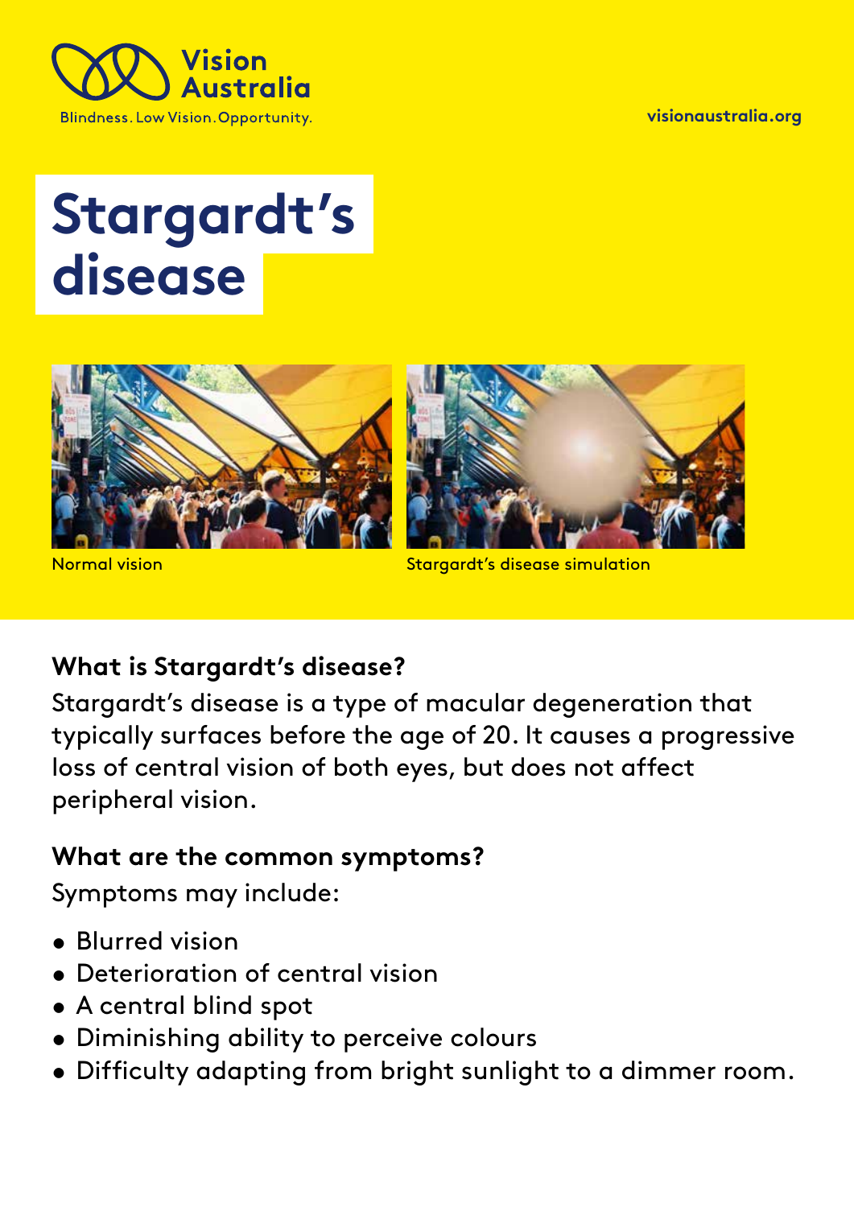Vision Australia

Blindness. Low Vision. Opportunity.

visionaustralia.org

# Stargardt's disease

Normal vision

Stargardt's disease simulation

## What is Stargardt's disease?

Stargardt's disease is a type of macular degeneration that typically surfaces before the age of 20. It causes a progressive loss of central vision of both eyes, but does not affect peripheral vision.

## What are the common symptoms?

Symptoms may include:

- Blurred vision
- Deterioration of central vision
- A central blind spot
- Diminishing ability to perceive colours
- Difficulty adapting from bright sunlight to a dimmer room.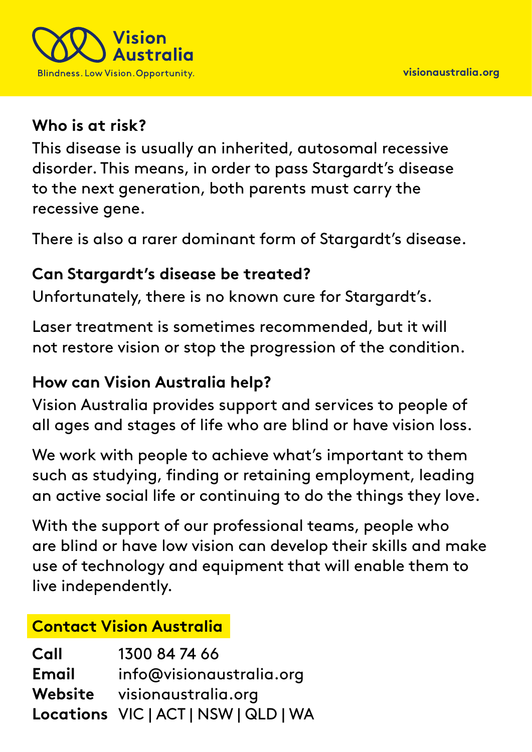## Who is at risk?

This disease is usually an inherited, autosomal recessive disorder. This means, in order to pass Stargardt's disease to the next generation, both parents must carry the recessive gene.

There is also a rarer dominant form of Stargardt's disease.

## Can Stargardt's disease be treated?

Unfortunately, there is no known cure for Stargardt's.

Laser treatment is sometimes recommended, but it will not restore vision or stop the progression of the condition.

## How can Vision Australia help?

Vision Australia provides support and services to people of all ages and stages of life who are blind or have vision loss.

We work with people to achieve what's important to them such as studying, finding or retaining employment, leading an active social life or continuing to do the things they love.

With the support of our professional teams, people who are blind or have low vision can develop their skills and make use of technology and equipment that will enable them to live independently.

## Contact Vision Australia

| | |
|---|---|
| **Call** | 1300 84 74 66 |
| **Email** | info@visionaustralia.org |
| **Website** | visionaustralia.org |
| **Locations** | VIC \| ACT \| NSW \| QLD \| WA |